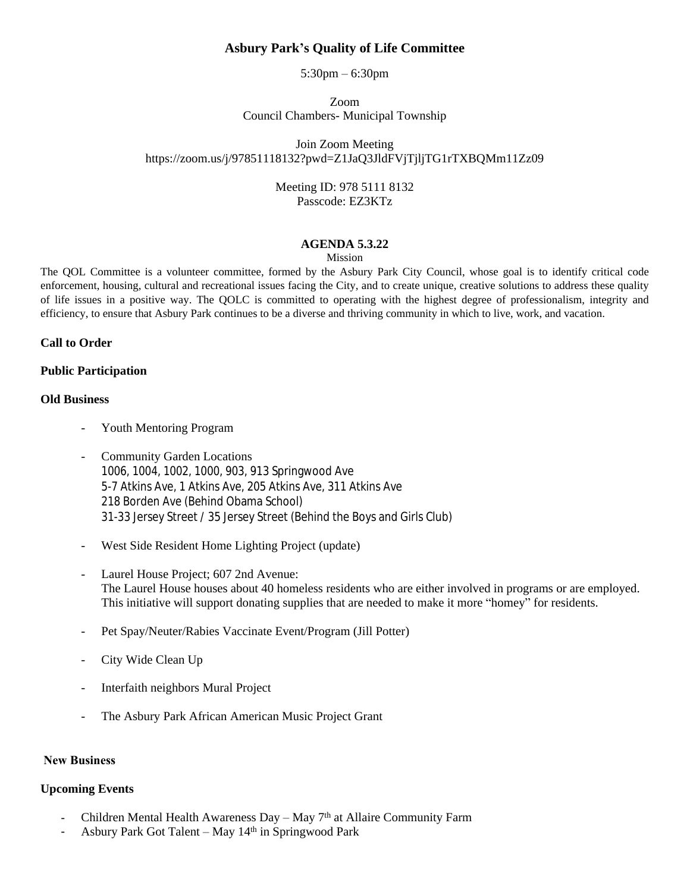# Asbury Park's Quality of Life Committee

5:30pm – 6:30pm

Zoom
Council Chambers- Municipal Township

Join Zoom Meeting
https://zoom.us/j/97851118132?pwd=Z1JaQ3JldFVjTjljTG1rTXBQMm11Zz09

Meeting ID: 978 5111 8132
Passcode: EZ3KTz

## AGENDA 5.3.22

Mission

The QOL Committee is a volunteer committee, formed by the Asbury Park City Council, whose goal is to identify critical code enforcement, housing, cultural and recreational issues facing the City, and to create unique, creative solutions to address these quality of life issues in a positive way. The QOLC is committed to operating with the highest degree of professionalism, integrity and efficiency, to ensure that Asbury Park continues to be a diverse and thriving community in which to live, work, and vacation.

**Call to Order**

**Public Participation**

**Old Business**

- Youth Mentoring Program
- Community Garden Locations
  1006, 1004, 1002, 1000, 903, 913 Springwood Ave
  5-7 Atkins Ave, 1 Atkins Ave, 205 Atkins Ave, 311 Atkins Ave
  218 Borden Ave (Behind Obama School)
  31-33 Jersey Street / 35 Jersey Street (Behind the Boys and Girls Club)
- West Side Resident Home Lighting Project (update)
- Laurel House Project; 607 2nd Avenue:
  The Laurel House houses about 40 homeless residents who are either involved in programs or are employed. This initiative will support donating supplies that are needed to make it more "homey" for residents.
- Pet Spay/Neuter/Rabies Vaccinate Event/Program (Jill Potter)
- City Wide Clean Up
- Interfaith neighbors Mural Project
- The Asbury Park African American Music Project Grant

**New Business**

**Upcoming Events**

- Children Mental Health Awareness Day – May 7th at Allaire Community Farm
- Asbury Park Got Talent – May 14th in Springwood Park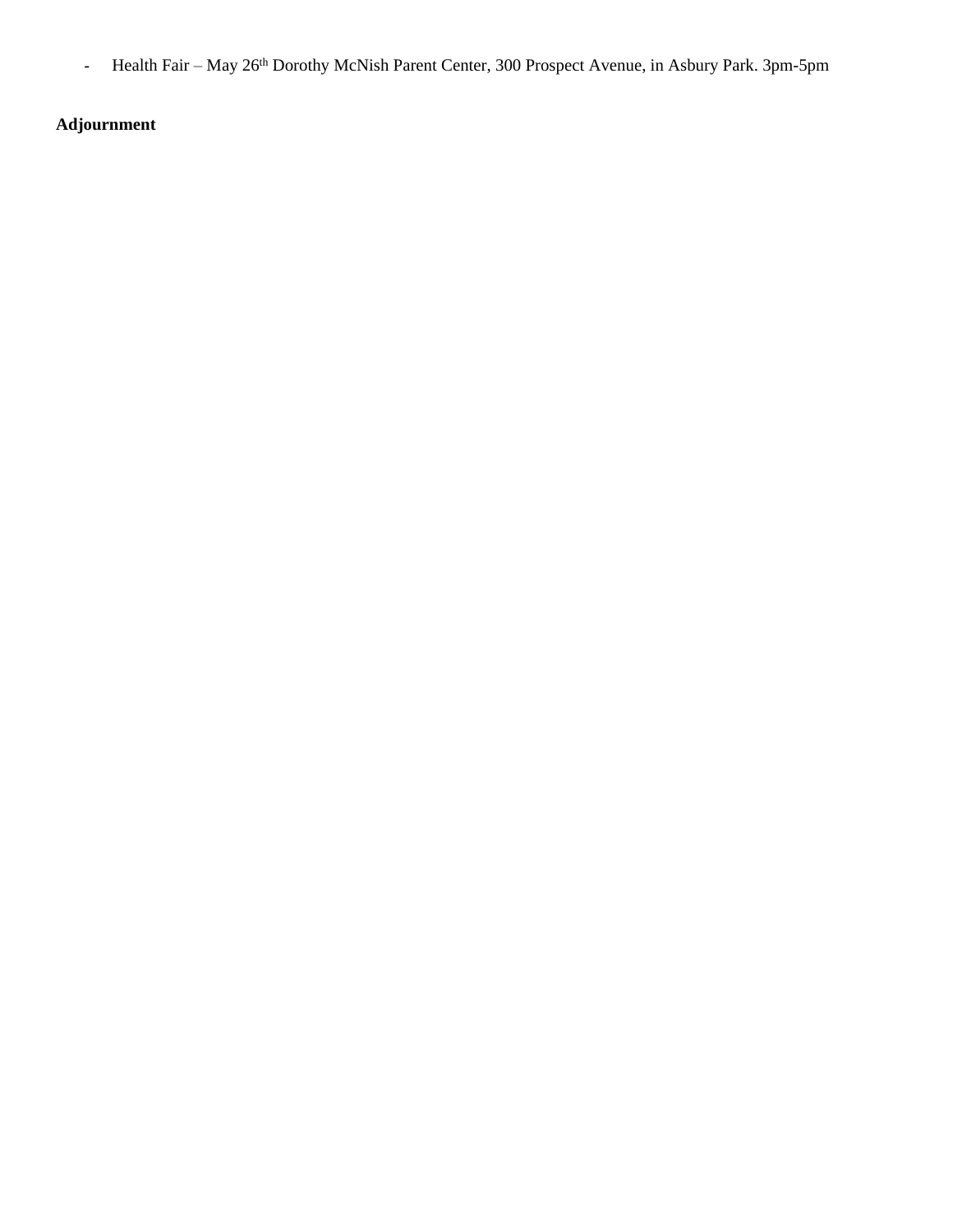- Health Fair – May 26th Dorothy McNish Parent Center, 300 Prospect Avenue, in Asbury Park. 3pm-5pm

**Adjournment**